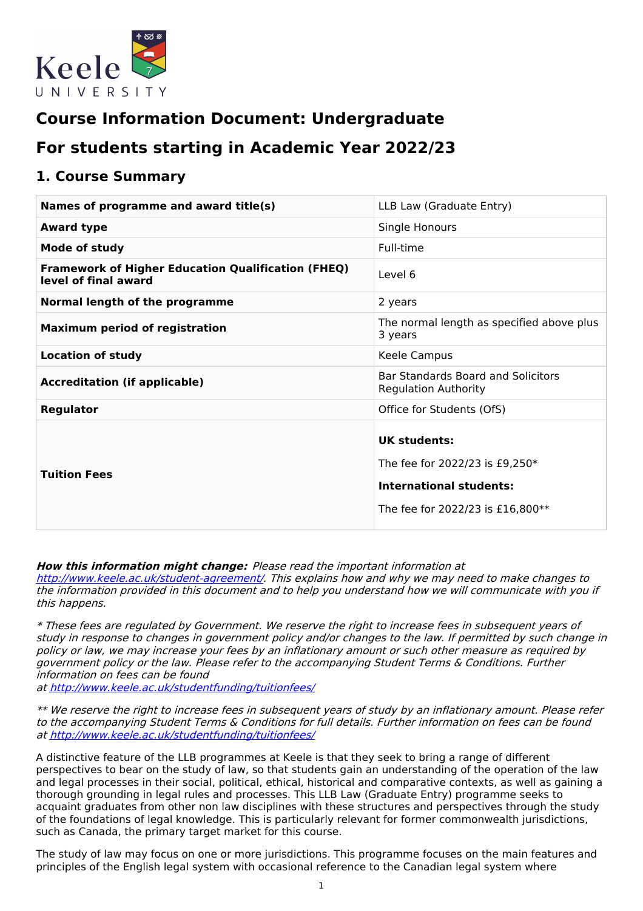Keele UNIVERSITY

# Course Information Document: Undergraduate

# For students starting in Academic Year 2022/23

## 1. Course Summary

| | |
|---|---|
| **Names of programme and award title(s)** | LLB Law (Graduate Entry) |
| **Award type** | Single Honours |
| **Mode of study** | Full-time |
| **Framework of Higher Education Qualification (FHEQ) level of final award** | Level 6 |
| **Normal length of the programme** | 2 years |
| **Maximum period of registration** | The normal length as specified above plus 3 years |
| **Location of study** | Keele Campus |
| **Accreditation (if applicable)** | Bar Standards Board and Solicitors Regulation Authority |
| **Regulator** | Office for Students (OfS) |
| **Tuition Fees** | **UK students:** The fee for 2022/23 is £9,250* **International students:** The fee for 2022/23 is £16,800** |

***How this information might change:*** *Please read the important information at [http://www.keele.ac.uk/student-agreement/](http://www.keele.ac.uk/student-agreement/). This explains how and why we may need to make changes to the information provided in this document and to help you understand how we will communicate with you if this happens.*

*\* These fees are regulated by Government. We reserve the right to increase fees in subsequent years of study in response to changes in government policy and/or changes to the law. If permitted by such change in policy or law, we may increase your fees by an inflationary amount or such other measure as required by government policy or the law. Please refer to the accompanying Student Terms & Conditions. Further information on fees can be found at [http://www.keele.ac.uk/studentfunding/tuitionfees/](http://www.keele.ac.uk/studentfunding/tuitionfees/)*

*\*\* We reserve the right to increase fees in subsequent years of study by an inflationary amount. Please refer to the accompanying Student Terms & Conditions for full details. Further information on fees can be found at [http://www.keele.ac.uk/studentfunding/tuitionfees/](http://www.keele.ac.uk/studentfunding/tuitionfees/)*

A distinctive feature of the LLB programmes at Keele is that they seek to bring a range of different perspectives to bear on the study of law, so that students gain an understanding of the operation of the law and legal processes in their social, political, ethical, historical and comparative contexts, as well as gaining a thorough grounding in legal rules and processes. This LLB Law (Graduate Entry) programme seeks to acquaint graduates from other non law disciplines with these structures and perspectives through the study of the foundations of legal knowledge. This is particularly relevant for former commonwealth jurisdictions, such as Canada, the primary target market for this course.

The study of law may focus on one or more jurisdictions. This programme focuses on the main features and principles of the English legal system with occasional reference to the Canadian legal system where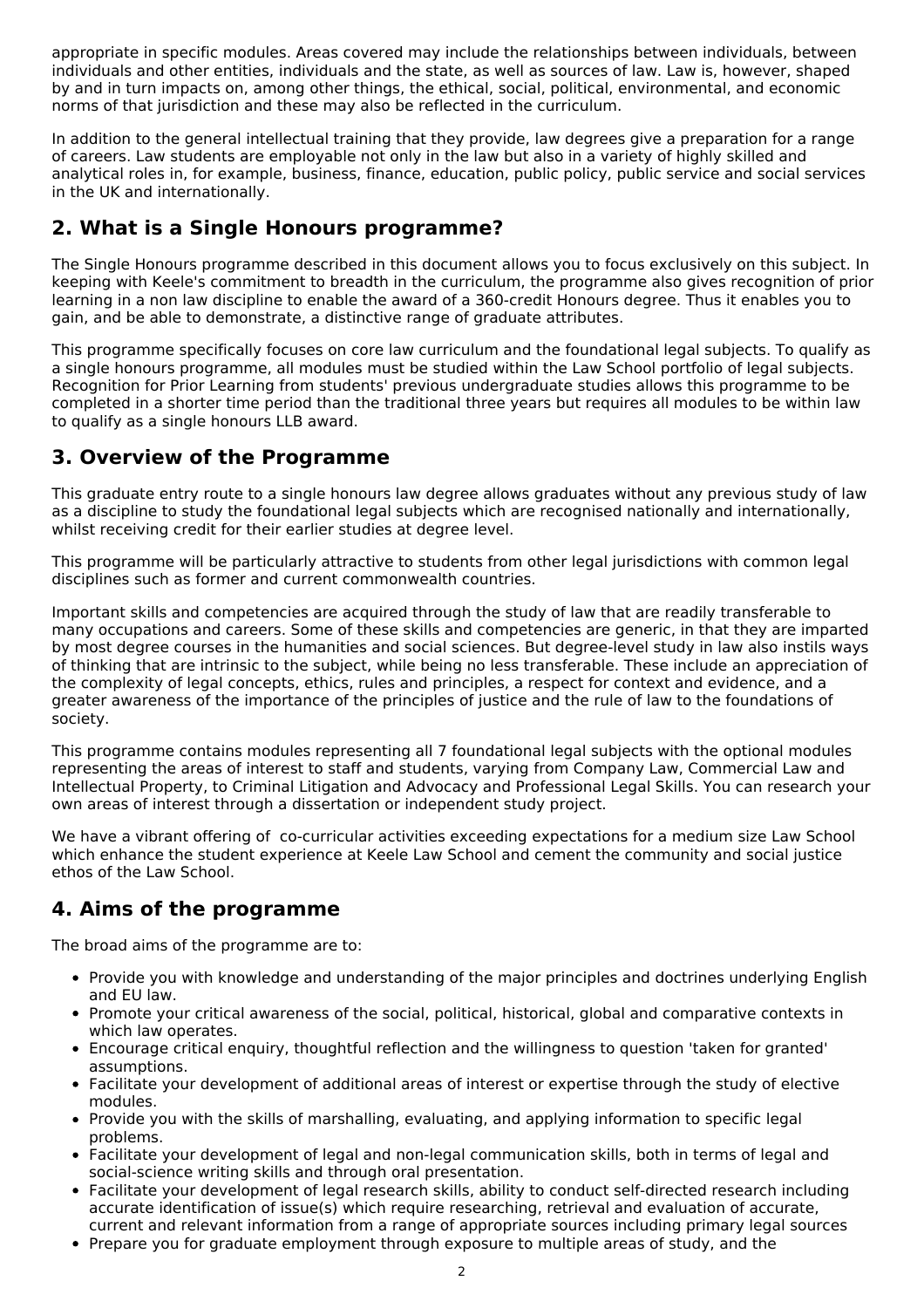appropriate in specific modules. Areas covered may include the relationships between individuals, between individuals and other entities, individuals and the state, as well as sources of law. Law is, however, shaped by and in turn impacts on, among other things, the ethical, social, political, environmental, and economic norms of that jurisdiction and these may also be reflected in the curriculum.

In addition to the general intellectual training that they provide, law degrees give a preparation for a range of careers. Law students are employable not only in the law but also in a variety of highly skilled and analytical roles in, for example, business, finance, education, public policy, public service and social services in the UK and internationally.

## 2. What is a Single Honours programme?

The Single Honours programme described in this document allows you to focus exclusively on this subject. In keeping with Keele's commitment to breadth in the curriculum, the programme also gives recognition of prior learning in a non law discipline to enable the award of a 360-credit Honours degree. Thus it enables you to gain, and be able to demonstrate, a distinctive range of graduate attributes.

This programme specifically focuses on core law curriculum and the foundational legal subjects. To qualify as a single honours programme, all modules must be studied within the Law School portfolio of legal subjects. Recognition for Prior Learning from students' previous undergraduate studies allows this programme to be completed in a shorter time period than the traditional three years but requires all modules to be within law to qualify as a single honours LLB award.

## 3. Overview of the Programme

This graduate entry route to a single honours law degree allows graduates without any previous study of law as a discipline to study the foundational legal subjects which are recognised nationally and internationally, whilst receiving credit for their earlier studies at degree level.

This programme will be particularly attractive to students from other legal jurisdictions with common legal disciplines such as former and current commonwealth countries.

Important skills and competencies are acquired through the study of law that are readily transferable to many occupations and careers. Some of these skills and competencies are generic, in that they are imparted by most degree courses in the humanities and social sciences. But degree-level study in law also instils ways of thinking that are intrinsic to the subject, while being no less transferable. These include an appreciation of the complexity of legal concepts, ethics, rules and principles, a respect for context and evidence, and a greater awareness of the importance of the principles of justice and the rule of law to the foundations of society.

This programme contains modules representing all 7 foundational legal subjects with the optional modules representing the areas of interest to staff and students, varying from Company Law, Commercial Law and Intellectual Property, to Criminal Litigation and Advocacy and Professional Legal Skills. You can research your own areas of interest through a dissertation or independent study project.

We have a vibrant offering of co-curricular activities exceeding expectations for a medium size Law School which enhance the student experience at Keele Law School and cement the community and social justice ethos of the Law School.

## 4. Aims of the programme

The broad aims of the programme are to:

- Provide you with knowledge and understanding of the major principles and doctrines underlying English and EU law.
- Promote your critical awareness of the social, political, historical, global and comparative contexts in which law operates.
- Encourage critical enquiry, thoughtful reflection and the willingness to question 'taken for granted' assumptions.
- Facilitate your development of additional areas of interest or expertise through the study of elective modules.
- Provide you with the skills of marshalling, evaluating, and applying information to specific legal problems.
- Facilitate your development of legal and non-legal communication skills, both in terms of legal and social-science writing skills and through oral presentation.
- Facilitate your development of legal research skills, ability to conduct self-directed research including accurate identification of issue(s) which require researching, retrieval and evaluation of accurate, current and relevant information from a range of appropriate sources including primary legal sources
- Prepare you for graduate employment through exposure to multiple areas of study, and the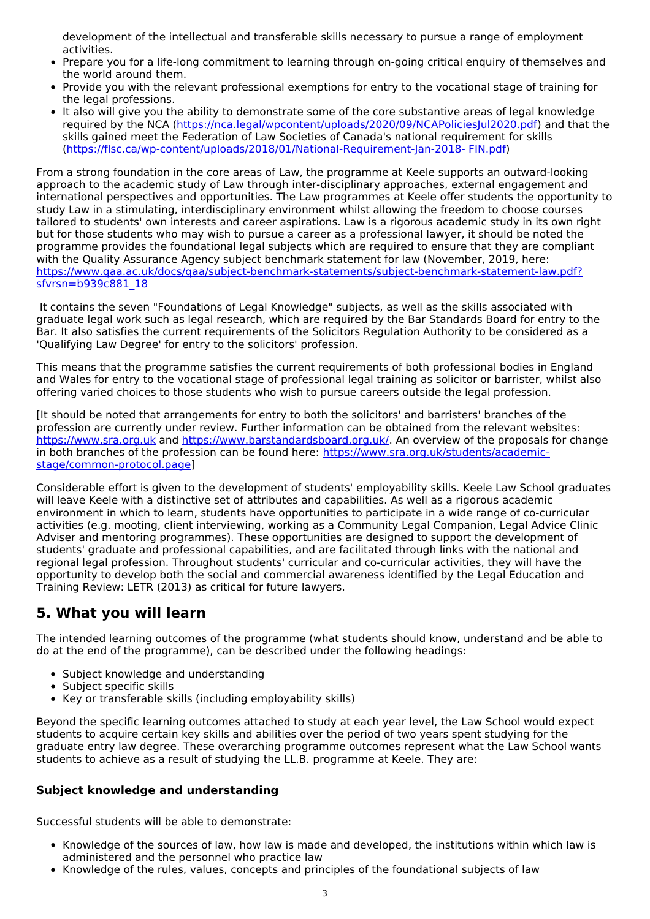development of the intellectual and transferable skills necessary to pursue a range of employment activities.

- Prepare you for a life-long commitment to learning through on-going critical enquiry of themselves and the world around them.
- Provide you with the relevant professional exemptions for entry to the vocational stage of training for the legal professions.
- It also will give you the ability to demonstrate some of the core substantive areas of legal knowledge required by the NCA (https://nca.legal/wpcontent/uploads/2020/09/NCAPoliciesJul2020.pdf) and that the skills gained meet the Federation of Law Societies of Canada's national requirement for skills (https://flsc.ca/wp-content/uploads/2018/01/National-Requirement-Jan-2018- FIN.pdf)

From a strong foundation in the core areas of Law, the programme at Keele supports an outward-looking approach to the academic study of Law through inter-disciplinary approaches, external engagement and international perspectives and opportunities. The Law programmes at Keele offer students the opportunity to study Law in a stimulating, interdisciplinary environment whilst allowing the freedom to choose courses tailored to students' own interests and career aspirations. Law is a rigorous academic study in its own right but for those students who may wish to pursue a career as a professional lawyer, it should be noted the programme provides the foundational legal subjects which are required to ensure that they are compliant with the Quality Assurance Agency subject benchmark statement for law (November, 2019, here: https://www.qaa.ac.uk/docs/qaa/subject-benchmark-statements/subject-benchmark-statement-law.pdf?sfvrsn=b939c881_18

It contains the seven "Foundations of Legal Knowledge" subjects, as well as the skills associated with graduate legal work such as legal research, which are required by the Bar Standards Board for entry to the Bar. It also satisfies the current requirements of the Solicitors Regulation Authority to be considered as a 'Qualifying Law Degree' for entry to the solicitors' profession.

This means that the programme satisfies the current requirements of both professional bodies in England and Wales for entry to the vocational stage of professional legal training as solicitor or barrister, whilst also offering varied choices to those students who wish to pursue careers outside the legal profession.

[It should be noted that arrangements for entry to both the solicitors' and barristers' branches of the profession are currently under review. Further information can be obtained from the relevant websites: https://www.sra.org.uk and https://www.barstandardsboard.org.uk/. An overview of the proposals for change in both branches of the profession can be found here: https://www.sra.org.uk/students/academic-stage/common-protocol.page]

Considerable effort is given to the development of students' employability skills. Keele Law School graduates will leave Keele with a distinctive set of attributes and capabilities. As well as a rigorous academic environment in which to learn, students have opportunities to participate in a wide range of co-curricular activities (e.g. mooting, client interviewing, working as a Community Legal Companion, Legal Advice Clinic Adviser and mentoring programmes). These opportunities are designed to support the development of students' graduate and professional capabilities, and are facilitated through links with the national and regional legal profession. Throughout students' curricular and co-curricular activities, they will have the opportunity to develop both the social and commercial awareness identified by the Legal Education and Training Review: LETR (2013) as critical for future lawyers.

## 5. What you will learn

The intended learning outcomes of the programme (what students should know, understand and be able to do at the end of the programme), can be described under the following headings:

- Subject knowledge and understanding
- Subject specific skills
- Key or transferable skills (including employability skills)

Beyond the specific learning outcomes attached to study at each year level, the Law School would expect students to acquire certain key skills and abilities over the period of two years spent studying for the graduate entry law degree. These overarching programme outcomes represent what the Law School wants students to achieve as a result of studying the LL.B. programme at Keele. They are:

### Subject knowledge and understanding

Successful students will be able to demonstrate:

- Knowledge of the sources of law, how law is made and developed, the institutions within which law is administered and the personnel who practice law
- Knowledge of the rules, values, concepts and principles of the foundational subjects of law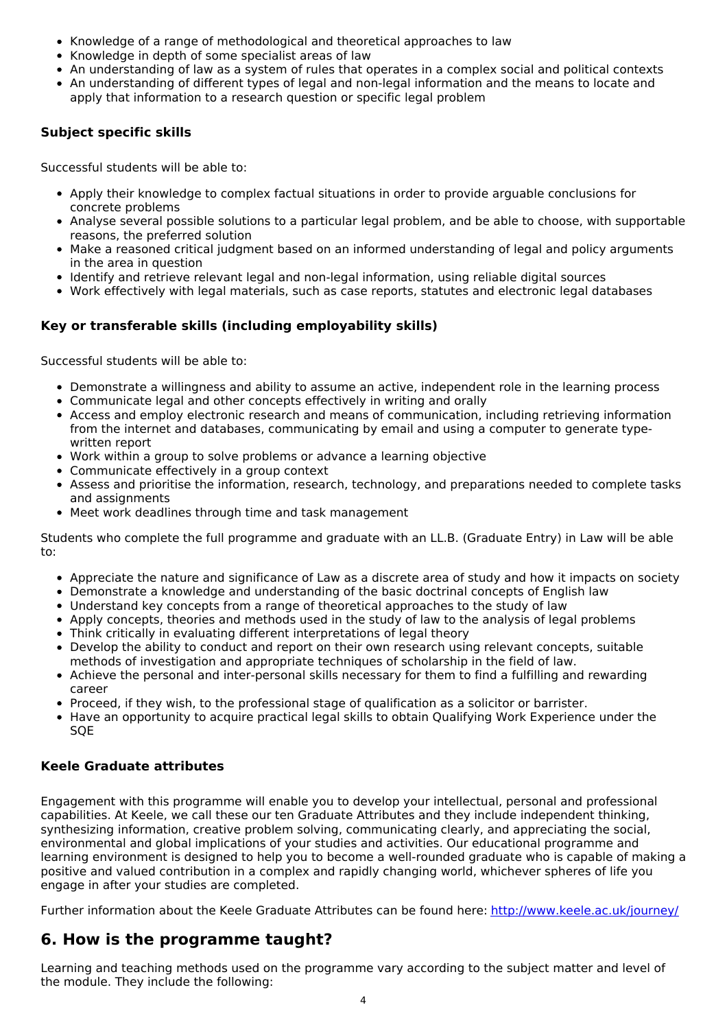- Knowledge of a range of methodological and theoretical approaches to law
- Knowledge in depth of some specialist areas of law
- An understanding of law as a system of rules that operates in a complex social and political contexts
- An understanding of different types of legal and non-legal information and the means to locate and apply that information to a research question or specific legal problem

### Subject specific skills

Successful students will be able to:

- Apply their knowledge to complex factual situations in order to provide arguable conclusions for concrete problems
- Analyse several possible solutions to a particular legal problem, and be able to choose, with supportable reasons, the preferred solution
- Make a reasoned critical judgment based on an informed understanding of legal and policy arguments in the area in question
- Identify and retrieve relevant legal and non-legal information, using reliable digital sources
- Work effectively with legal materials, such as case reports, statutes and electronic legal databases

### Key or transferable skills (including employability skills)

Successful students will be able to:

- Demonstrate a willingness and ability to assume an active, independent role in the learning process
- Communicate legal and other concepts effectively in writing and orally
- Access and employ electronic research and means of communication, including retrieving information from the internet and databases, communicating by email and using a computer to generate type-written report
- Work within a group to solve problems or advance a learning objective
- Communicate effectively in a group context
- Assess and prioritise the information, research, technology, and preparations needed to complete tasks and assignments
- Meet work deadlines through time and task management

Students who complete the full programme and graduate with an LL.B. (Graduate Entry) in Law will be able to:

- Appreciate the nature and significance of Law as a discrete area of study and how it impacts on society
- Demonstrate a knowledge and understanding of the basic doctrinal concepts of English law
- Understand key concepts from a range of theoretical approaches to the study of law
- Apply concepts, theories and methods used in the study of law to the analysis of legal problems
- Think critically in evaluating different interpretations of legal theory
- Develop the ability to conduct and report on their own research using relevant concepts, suitable methods of investigation and appropriate techniques of scholarship in the field of law.
- Achieve the personal and inter-personal skills necessary for them to find a fulfilling and rewarding career
- Proceed, if they wish, to the professional stage of qualification as a solicitor or barrister.
- Have an opportunity to acquire practical legal skills to obtain Qualifying Work Experience under the SQE

### Keele Graduate attributes

Engagement with this programme will enable you to develop your intellectual, personal and professional capabilities. At Keele, we call these our ten Graduate Attributes and they include independent thinking, synthesizing information, creative problem solving, communicating clearly, and appreciating the social, environmental and global implications of your studies and activities. Our educational programme and learning environment is designed to help you to become a well-rounded graduate who is capable of making a positive and valued contribution in a complex and rapidly changing world, whichever spheres of life you engage in after your studies are completed.

Further information about the Keele Graduate Attributes can be found here: [http://www.keele.ac.uk/journey/](http://www.keele.ac.uk/journey/)

## 6. How is the programme taught?

Learning and teaching methods used on the programme vary according to the subject matter and level of the module. They include the following: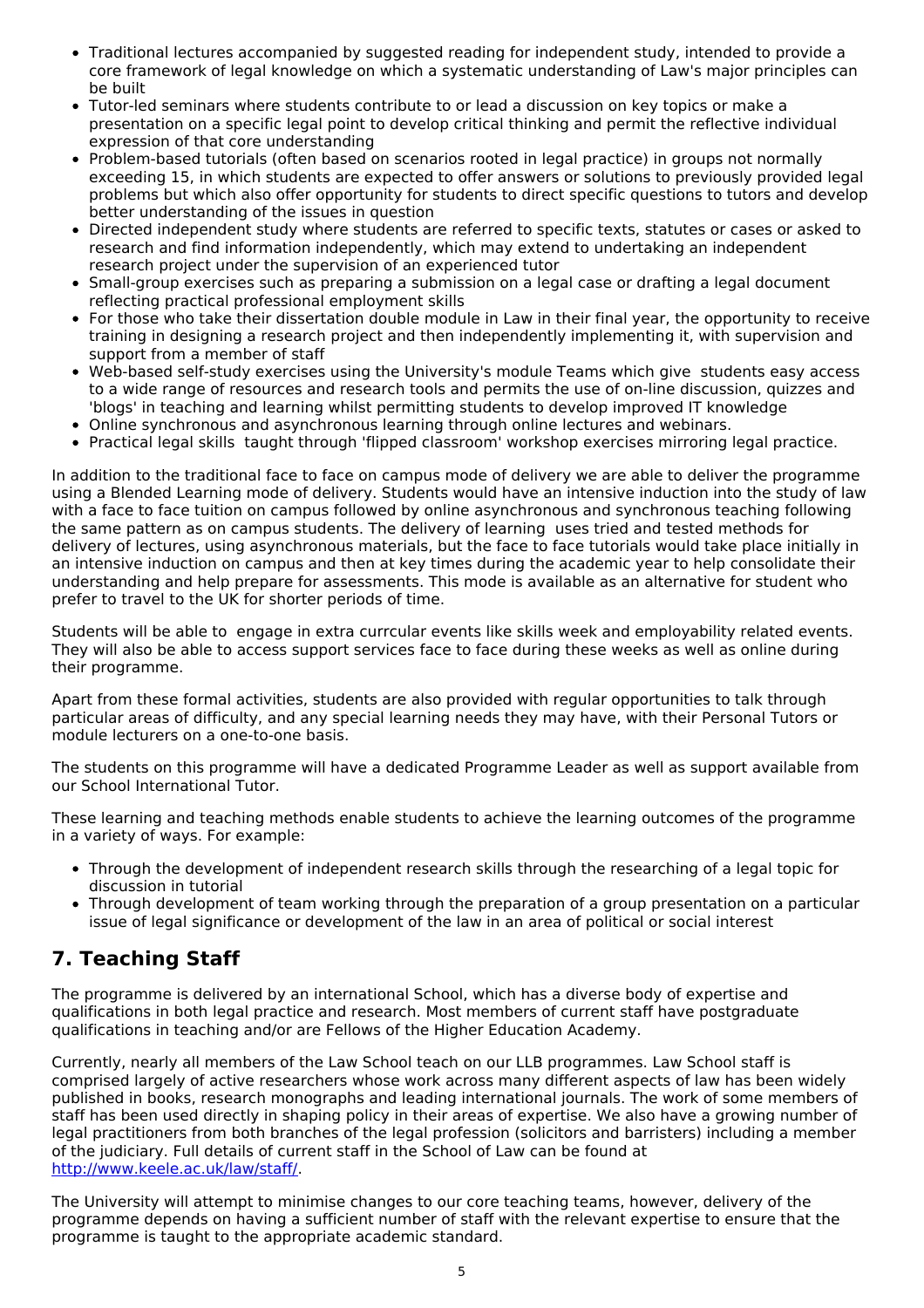- Traditional lectures accompanied by suggested reading for independent study, intended to provide a core framework of legal knowledge on which a systematic understanding of Law's major principles can be built
- Tutor-led seminars where students contribute to or lead a discussion on key topics or make a presentation on a specific legal point to develop critical thinking and permit the reflective individual expression of that core understanding
- Problem-based tutorials (often based on scenarios rooted in legal practice) in groups not normally exceeding 15, in which students are expected to offer answers or solutions to previously provided legal problems but which also offer opportunity for students to direct specific questions to tutors and develop better understanding of the issues in question
- Directed independent study where students are referred to specific texts, statutes or cases or asked to research and find information independently, which may extend to undertaking an independent research project under the supervision of an experienced tutor
- Small-group exercises such as preparing a submission on a legal case or drafting a legal document reflecting practical professional employment skills
- For those who take their dissertation double module in Law in their final year, the opportunity to receive training in designing a research project and then independently implementing it, with supervision and support from a member of staff
- Web-based self-study exercises using the University's module Teams which give students easy access to a wide range of resources and research tools and permits the use of on-line discussion, quizzes and 'blogs' in teaching and learning whilst permitting students to develop improved IT knowledge
- Online synchronous and asynchronous learning through online lectures and webinars.
- Practical legal skills taught through 'flipped classroom' workshop exercises mirroring legal practice.

In addition to the traditional face to face on campus mode of delivery we are able to deliver the programme using a Blended Learning mode of delivery. Students would have an intensive induction into the study of law with a face to face tuition on campus followed by online asynchronous and synchronous teaching following the same pattern as on campus students. The delivery of learning uses tried and tested methods for delivery of lectures, using asynchronous materials, but the face to face tutorials would take place initially in an intensive induction on campus and then at key times during the academic year to help consolidate their understanding and help prepare for assessments. This mode is available as an alternative for student who prefer to travel to the UK for shorter periods of time.

Students will be able to engage in extra currcular events like skills week and employability related events. They will also be able to access support services face to face during these weeks as well as online during their programme.

Apart from these formal activities, students are also provided with regular opportunities to talk through particular areas of difficulty, and any special learning needs they may have, with their Personal Tutors or module lecturers on a one-to-one basis.

The students on this programme will have a dedicated Programme Leader as well as support available from our School International Tutor.

These learning and teaching methods enable students to achieve the learning outcomes of the programme in a variety of ways. For example:

- Through the development of independent research skills through the researching of a legal topic for discussion in tutorial
- Through development of team working through the preparation of a group presentation on a particular issue of legal significance or development of the law in an area of political or social interest

## 7. Teaching Staff

The programme is delivered by an international School, which has a diverse body of expertise and qualifications in both legal practice and research. Most members of current staff have postgraduate qualifications in teaching and/or are Fellows of the Higher Education Academy.

Currently, nearly all members of the Law School teach on our LLB programmes. Law School staff is comprised largely of active researchers whose work across many different aspects of law has been widely published in books, research monographs and leading international journals. The work of some members of staff has been used directly in shaping policy in their areas of expertise. We also have a growing number of legal practitioners from both branches of the legal profession (solicitors and barristers) including a member of the judiciary. Full details of current staff in the School of Law can be found at [http://www.keele.ac.uk/law/staff/](http://www.keele.ac.uk/law/staff/).

The University will attempt to minimise changes to our core teaching teams, however, delivery of the programme depends on having a sufficient number of staff with the relevant expertise to ensure that the programme is taught to the appropriate academic standard.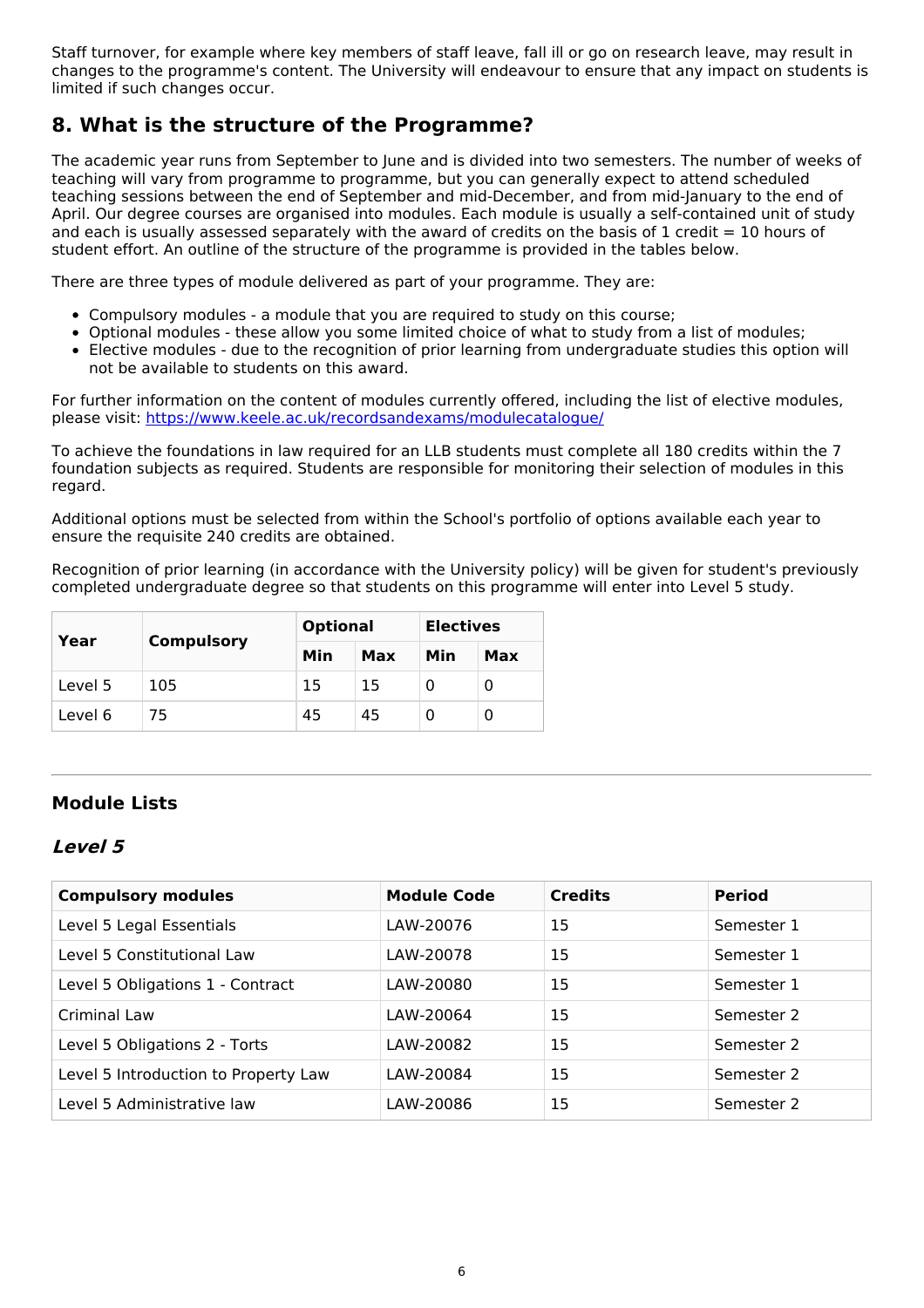Staff turnover, for example where key members of staff leave, fall ill or go on research leave, may result in changes to the programme's content. The University will endeavour to ensure that any impact on students is limited if such changes occur.

## 8. What is the structure of the Programme?

The academic year runs from September to June and is divided into two semesters. The number of weeks of teaching will vary from programme to programme, but you can generally expect to attend scheduled teaching sessions between the end of September and mid-December, and from mid-January to the end of April. Our degree courses are organised into modules. Each module is usually a self-contained unit of study and each is usually assessed separately with the award of credits on the basis of 1 credit = 10 hours of student effort. An outline of the structure of the programme is provided in the tables below.

There are three types of module delivered as part of your programme. They are:

- Compulsory modules - a module that you are required to study on this course;
- Optional modules - these allow you some limited choice of what to study from a list of modules;
- Elective modules - due to the recognition of prior learning from undergraduate studies this option will not be available to students on this award.

For further information on the content of modules currently offered, including the list of elective modules, please visit: https://www.keele.ac.uk/recordsandexams/modulecatalogue/

To achieve the foundations in law required for an LLB students must complete all 180 credits within the 7 foundation subjects as required. Students are responsible for monitoring their selection of modules in this regard.

Additional options must be selected from within the School's portfolio of options available each year to ensure the requisite 240 credits are obtained.

Recognition of prior learning (in accordance with the University policy) will be given for student's previously completed undergraduate degree so that students on this programme will enter into Level 5 study.

| Year | Compulsory | Optional | | Electives | |
|---|---|---|---|---|---|
| | | Min | Max | Min | Max |
| Level 5 | 105 | 15 | 15 | 0 | 0 |
| Level 6 | 75 | 45 | 45 | 0 | 0 |

## Module Lists

### *Level 5*

| Compulsory modules | Module Code | Credits | Period |
|---|---|---|---|
| Level 5 Legal Essentials | LAW-20076 | 15 | Semester 1 |
| Level 5 Constitutional Law | LAW-20078 | 15 | Semester 1 |
| Level 5 Obligations 1 - Contract | LAW-20080 | 15 | Semester 1 |
| Criminal Law | LAW-20064 | 15 | Semester 2 |
| Level 5 Obligations 2 - Torts | LAW-20082 | 15 | Semester 2 |
| Level 5 Introduction to Property Law | LAW-20084 | 15 | Semester 2 |
| Level 5 Administrative law | LAW-20086 | 15 | Semester 2 |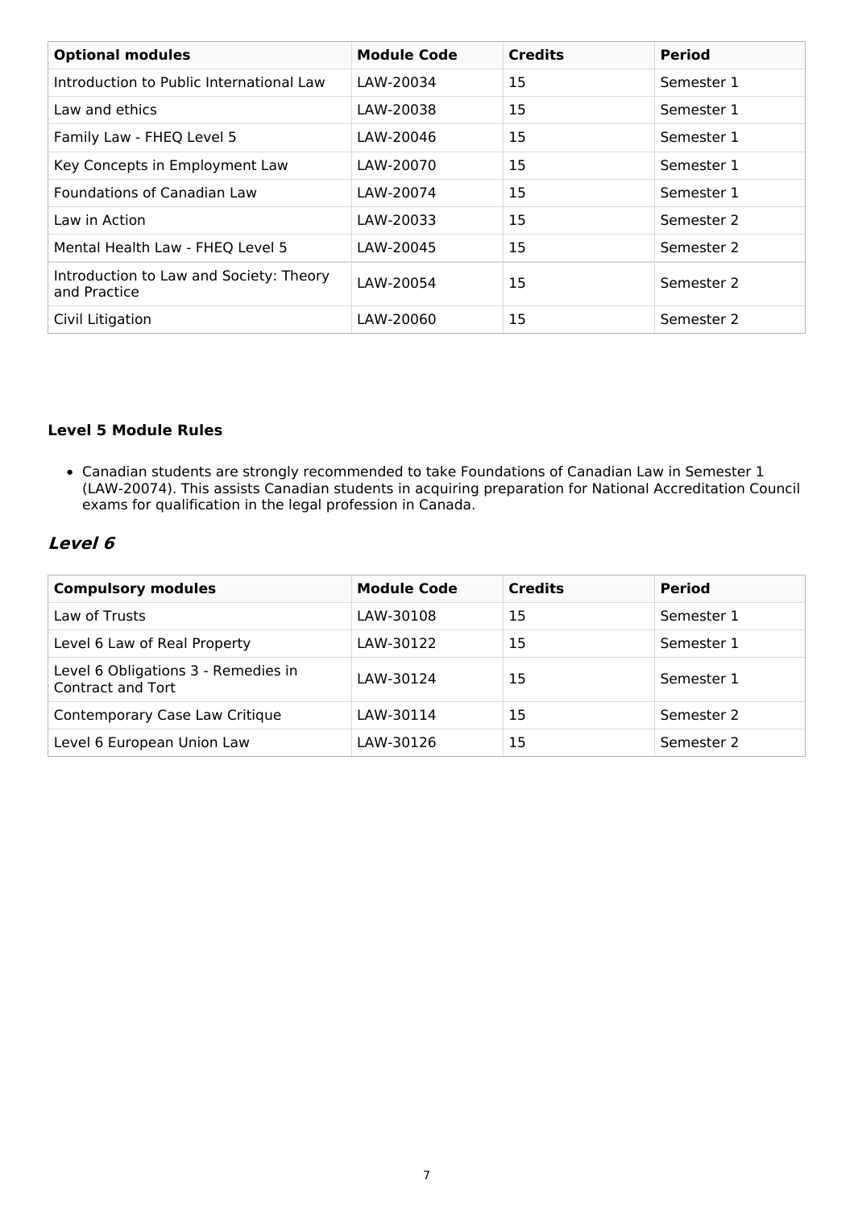| Optional modules | Module Code | Credits | Period |
|---|---|---|---|
| Introduction to Public International Law | LAW-20034 | 15 | Semester 1 |
| Law and ethics | LAW-20038 | 15 | Semester 1 |
| Family Law - FHEQ Level 5 | LAW-20046 | 15 | Semester 1 |
| Key Concepts in Employment Law | LAW-20070 | 15 | Semester 1 |
| Foundations of Canadian Law | LAW-20074 | 15 | Semester 1 |
| Law in Action | LAW-20033 | 15 | Semester 2 |
| Mental Health Law - FHEQ Level 5 | LAW-20045 | 15 | Semester 2 |
| Introduction to Law and Society: Theory and Practice | LAW-20054 | 15 | Semester 2 |
| Civil Litigation | LAW-20060 | 15 | Semester 2 |

### Level 5 Module Rules

- Canadian students are strongly recommended to take Foundations of Canadian Law in Semester 1 (LAW-20074). This assists Canadian students in acquiring preparation for National Accreditation Council exams for qualification in the legal profession in Canada.

## *Level 6*

| Compulsory modules | Module Code | Credits | Period |
|---|---|---|---|
| Law of Trusts | LAW-30108 | 15 | Semester 1 |
| Level 6 Law of Real Property | LAW-30122 | 15 | Semester 1 |
| Level 6 Obligations 3 - Remedies in Contract and Tort | LAW-30124 | 15 | Semester 1 |
| Contemporary Case Law Critique | LAW-30114 | 15 | Semester 2 |
| Level 6 European Union Law | LAW-30126 | 15 | Semester 2 |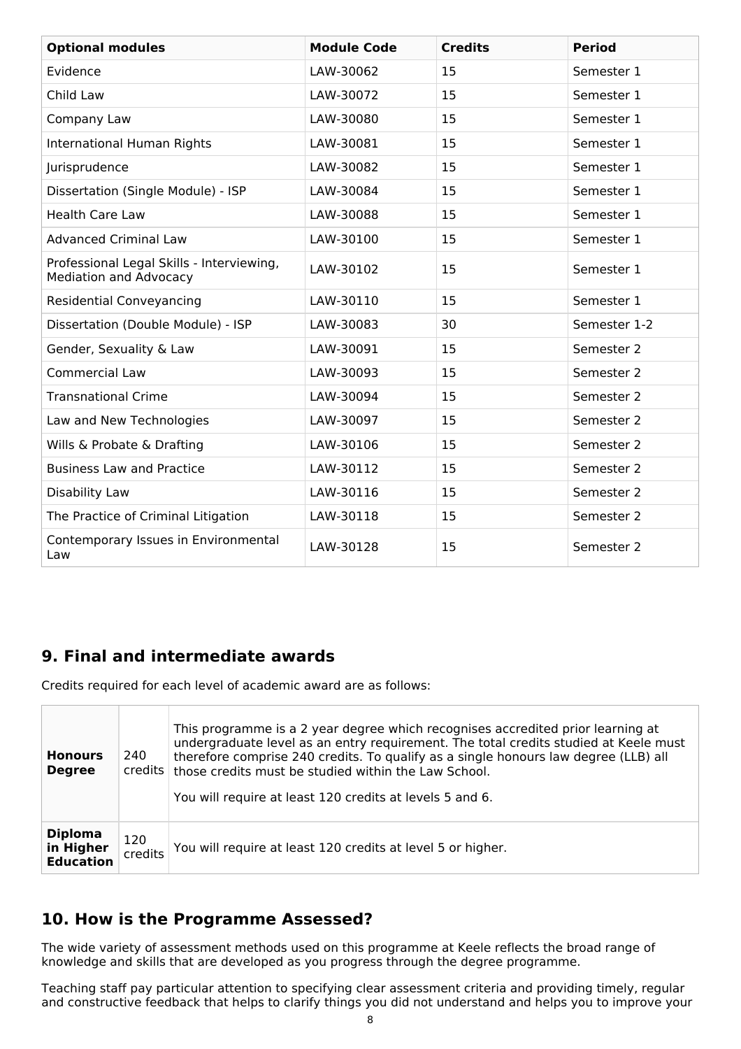| Optional modules | Module Code | Credits | Period |
| --- | --- | --- | --- |
| Evidence | LAW-30062 | 15 | Semester 1 |
| Child Law | LAW-30072 | 15 | Semester 1 |
| Company Law | LAW-30080 | 15 | Semester 1 |
| International Human Rights | LAW-30081 | 15 | Semester 1 |
| Jurisprudence | LAW-30082 | 15 | Semester 1 |
| Dissertation (Single Module) - ISP | LAW-30084 | 15 | Semester 1 |
| Health Care Law | LAW-30088 | 15 | Semester 1 |
| Advanced Criminal Law | LAW-30100 | 15 | Semester 1 |
| Professional Legal Skills - Interviewing, Mediation and Advocacy | LAW-30102 | 15 | Semester 1 |
| Residential Conveyancing | LAW-30110 | 15 | Semester 1 |
| Dissertation (Double Module) - ISP | LAW-30083 | 30 | Semester 1-2 |
| Gender, Sexuality & Law | LAW-30091 | 15 | Semester 2 |
| Commercial Law | LAW-30093 | 15 | Semester 2 |
| Transnational Crime | LAW-30094 | 15 | Semester 2 |
| Law and New Technologies | LAW-30097 | 15 | Semester 2 |
| Wills & Probate & Drafting | LAW-30106 | 15 | Semester 2 |
| Business Law and Practice | LAW-30112 | 15 | Semester 2 |
| Disability Law | LAW-30116 | 15 | Semester 2 |
| The Practice of Criminal Litigation | LAW-30118 | 15 | Semester 2 |
| Contemporary Issues in Environmental Law | LAW-30128 | 15 | Semester 2 |

## 9. Final and intermediate awards

Credits required for each level of academic award are as follows:

| | | |
| --- | --- | --- |
| **Honours Degree** | 240 credits | This programme is a 2 year degree which recognises accredited prior learning at undergraduate level as an entry requirement. The total credits studied at Keele must therefore comprise 240 credits. To qualify as a single honours law degree (LLB) all those credits must be studied within the Law School.<br><br>You will require at least 120 credits at levels 5 and 6. |
| **Diploma in Higher Education** | 120 credits | You will require at least 120 credits at level 5 or higher. |

## 10. How is the Programme Assessed?

The wide variety of assessment methods used on this programme at Keele reflects the broad range of knowledge and skills that are developed as you progress through the degree programme.

Teaching staff pay particular attention to specifying clear assessment criteria and providing timely, regular and constructive feedback that helps to clarify things you did not understand and helps you to improve your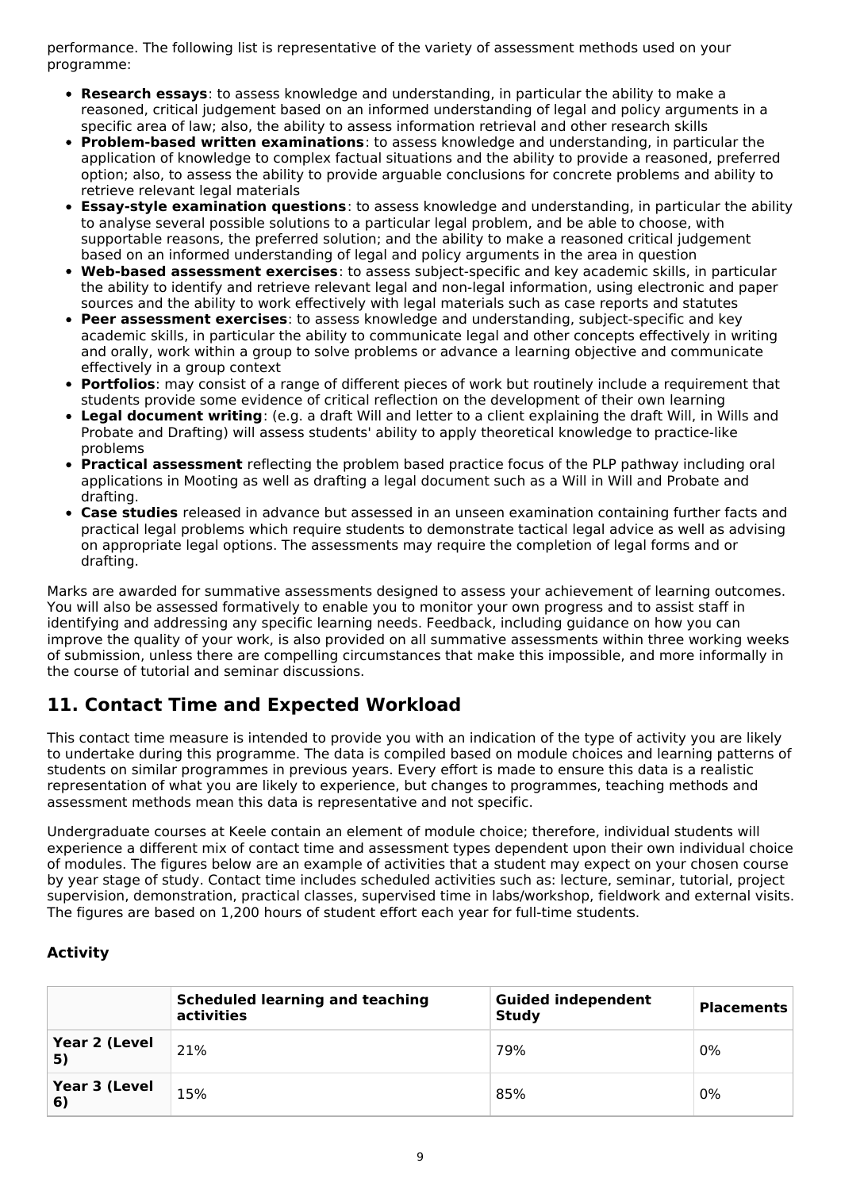performance. The following list is representative of the variety of assessment methods used on your programme:

- **Research essays**: to assess knowledge and understanding, in particular the ability to make a reasoned, critical judgement based on an informed understanding of legal and policy arguments in a specific area of law; also, the ability to assess information retrieval and other research skills
- **Problem-based written examinations**: to assess knowledge and understanding, in particular the application of knowledge to complex factual situations and the ability to provide a reasoned, preferred option; also, to assess the ability to provide arguable conclusions for concrete problems and ability to retrieve relevant legal materials
- **Essay-style examination questions**: to assess knowledge and understanding, in particular the ability to analyse several possible solutions to a particular legal problem, and be able to choose, with supportable reasons, the preferred solution; and the ability to make a reasoned critical judgement based on an informed understanding of legal and policy arguments in the area in question
- **Web-based assessment exercises**: to assess subject-specific and key academic skills, in particular the ability to identify and retrieve relevant legal and non-legal information, using electronic and paper sources and the ability to work effectively with legal materials such as case reports and statutes
- **Peer assessment exercises**: to assess knowledge and understanding, subject-specific and key academic skills, in particular the ability to communicate legal and other concepts effectively in writing and orally, work within a group to solve problems or advance a learning objective and communicate effectively in a group context
- **Portfolios**: may consist of a range of different pieces of work but routinely include a requirement that students provide some evidence of critical reflection on the development of their own learning
- **Legal document writing**: (e.g. a draft Will and letter to a client explaining the draft Will, in Wills and Probate and Drafting) will assess students' ability to apply theoretical knowledge to practice-like problems
- **Practical assessment** reflecting the problem based practice focus of the PLP pathway including oral applications in Mooting as well as drafting a legal document such as a Will in Will and Probate and drafting.
- **Case studies** released in advance but assessed in an unseen examination containing further facts and practical legal problems which require students to demonstrate tactical legal advice as well as advising on appropriate legal options. The assessments may require the completion of legal forms and or drafting.

Marks are awarded for summative assessments designed to assess your achievement of learning outcomes. You will also be assessed formatively to enable you to monitor your own progress and to assist staff in identifying and addressing any specific learning needs. Feedback, including guidance on how you can improve the quality of your work, is also provided on all summative assessments within three working weeks of submission, unless there are compelling circumstances that make this impossible, and more informally in the course of tutorial and seminar discussions.

## 11. Contact Time and Expected Workload

This contact time measure is intended to provide you with an indication of the type of activity you are likely to undertake during this programme. The data is compiled based on module choices and learning patterns of students on similar programmes in previous years. Every effort is made to ensure this data is a realistic representation of what you are likely to experience, but changes to programmes, teaching methods and assessment methods mean this data is representative and not specific.

Undergraduate courses at Keele contain an element of module choice; therefore, individual students will experience a different mix of contact time and assessment types dependent upon their own individual choice of modules. The figures below are an example of activities that a student may expect on your chosen course by year stage of study. Contact time includes scheduled activities such as: lecture, seminar, tutorial, project supervision, demonstration, practical classes, supervised time in labs/workshop, fieldwork and external visits. The figures are based on 1,200 hours of student effort each year for full-time students.

### Activity

| | Scheduled learning and teaching activities | Guided independent Study | Placements |
|---|---|---|---|
| **Year 2 (Level 5)** | 21% | 79% | 0% |
| **Year 3 (Level 6)** | 15% | 85% | 0% |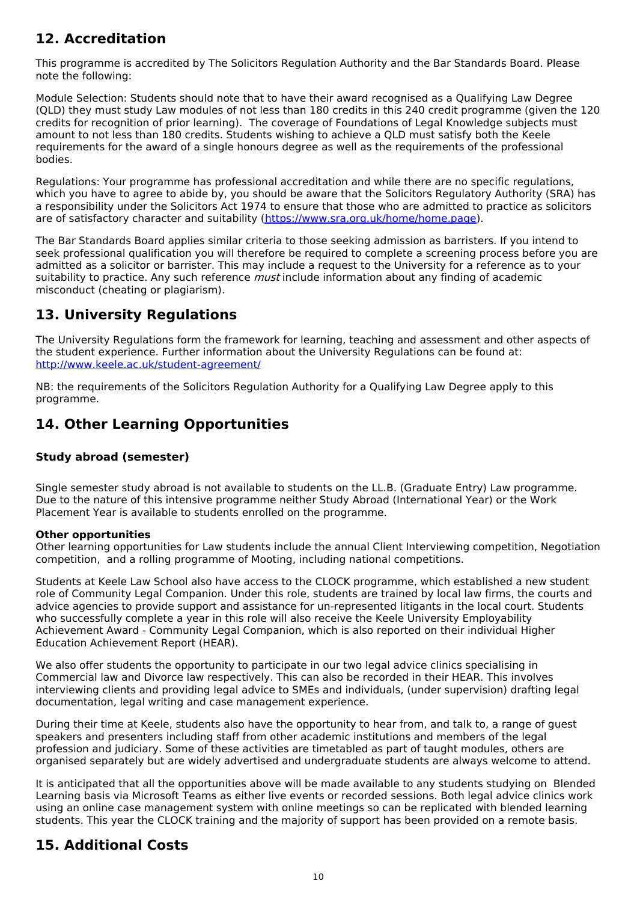## 12. Accreditation

This programme is accredited by The Solicitors Regulation Authority and the Bar Standards Board. Please note the following:

Module Selection: Students should note that to have their award recognised as a Qualifying Law Degree (QLD) they must study Law modules of not less than 180 credits in this 240 credit programme (given the 120 credits for recognition of prior learning). The coverage of Foundations of Legal Knowledge subjects must amount to not less than 180 credits. Students wishing to achieve a QLD must satisfy both the Keele requirements for the award of a single honours degree as well as the requirements of the professional bodies.

Regulations: Your programme has professional accreditation and while there are no specific regulations, which you have to agree to abide by, you should be aware that the Solicitors Regulatory Authority (SRA) has a responsibility under the Solicitors Act 1974 to ensure that those who are admitted to practice as solicitors are of satisfactory character and suitability (https://www.sra.org.uk/home/home.page).

The Bar Standards Board applies similar criteria to those seeking admission as barristers. If you intend to seek professional qualification you will therefore be required to complete a screening process before you are admitted as a solicitor or barrister. This may include a request to the University for a reference as to your suitability to practice. Any such reference *must* include information about any finding of academic misconduct (cheating or plagiarism).

## 13. University Regulations

The University Regulations form the framework for learning, teaching and assessment and other aspects of the student experience. Further information about the University Regulations can be found at: http://www.keele.ac.uk/student-agreement/

NB: the requirements of the Solicitors Regulation Authority for a Qualifying Law Degree apply to this programme.

## 14. Other Learning Opportunities

### Study abroad (semester)

Single semester study abroad is not available to students on the LL.B. (Graduate Entry) Law programme. Due to the nature of this intensive programme neither Study Abroad (International Year) or the Work Placement Year is available to students enrolled on the programme.

**Other opportunities**

Other learning opportunities for Law students include the annual Client Interviewing competition, Negotiation competition, and a rolling programme of Mooting, including national competitions.

Students at Keele Law School also have access to the CLOCK programme, which established a new student role of Community Legal Companion. Under this role, students are trained by local law firms, the courts and advice agencies to provide support and assistance for un-represented litigants in the local court. Students who successfully complete a year in this role will also receive the Keele University Employability Achievement Award - Community Legal Companion, which is also reported on their individual Higher Education Achievement Report (HEAR).

We also offer students the opportunity to participate in our two legal advice clinics specialising in Commercial law and Divorce law respectively. This can also be recorded in their HEAR. This involves interviewing clients and providing legal advice to SMEs and individuals, (under supervision) drafting legal documentation, legal writing and case management experience.

During their time at Keele, students also have the opportunity to hear from, and talk to, a range of guest speakers and presenters including staff from other academic institutions and members of the legal profession and judiciary. Some of these activities are timetabled as part of taught modules, others are organised separately but are widely advertised and undergraduate students are always welcome to attend.

It is anticipated that all the opportunities above will be made available to any students studying on Blended Learning basis via Microsoft Teams as either live events or recorded sessions. Both legal advice clinics work using an online case management system with online meetings so can be replicated with blended learning students. This year the CLOCK training and the majority of support has been provided on a remote basis.

## 15. Additional Costs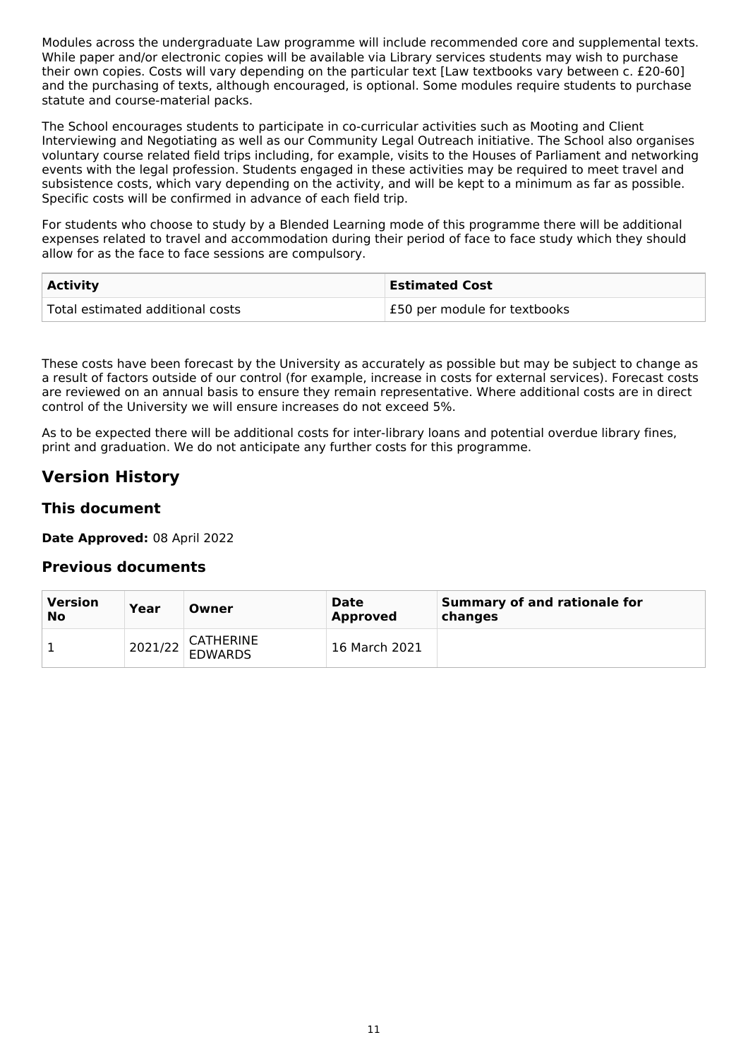Modules across the undergraduate Law programme will include recommended core and supplemental texts. While paper and/or electronic copies will be available via Library services students may wish to purchase their own copies. Costs will vary depending on the particular text [Law textbooks vary between c. £20-60] and the purchasing of texts, although encouraged, is optional. Some modules require students to purchase statute and course-material packs.

The School encourages students to participate in co-curricular activities such as Mooting and Client Interviewing and Negotiating as well as our Community Legal Outreach initiative. The School also organises voluntary course related field trips including, for example, visits to the Houses of Parliament and networking events with the legal profession. Students engaged in these activities may be required to meet travel and subsistence costs, which vary depending on the activity, and will be kept to a minimum as far as possible. Specific costs will be confirmed in advance of each field trip.

For students who choose to study by a Blended Learning mode of this programme there will be additional expenses related to travel and accommodation during their period of face to face study which they should allow for as the face to face sessions are compulsory.

| Activity | Estimated Cost |
|---|---|
| Total estimated additional costs | £50 per module for textbooks |

These costs have been forecast by the University as accurately as possible but may be subject to change as a result of factors outside of our control (for example, increase in costs for external services). Forecast costs are reviewed on an annual basis to ensure they remain representative. Where additional costs are in direct control of the University we will ensure increases do not exceed 5%.

As to be expected there will be additional costs for inter-library loans and potential overdue library fines, print and graduation. We do not anticipate any further costs for this programme.

## Version History

### This document

**Date Approved:** 08 April 2022

### Previous documents

| Version No | Year | Owner | Date Approved | Summary of and rationale for changes |
|---|---|---|---|---|
| 1 | 2021/22 | CATHERINE EDWARDS | 16 March 2021 | |